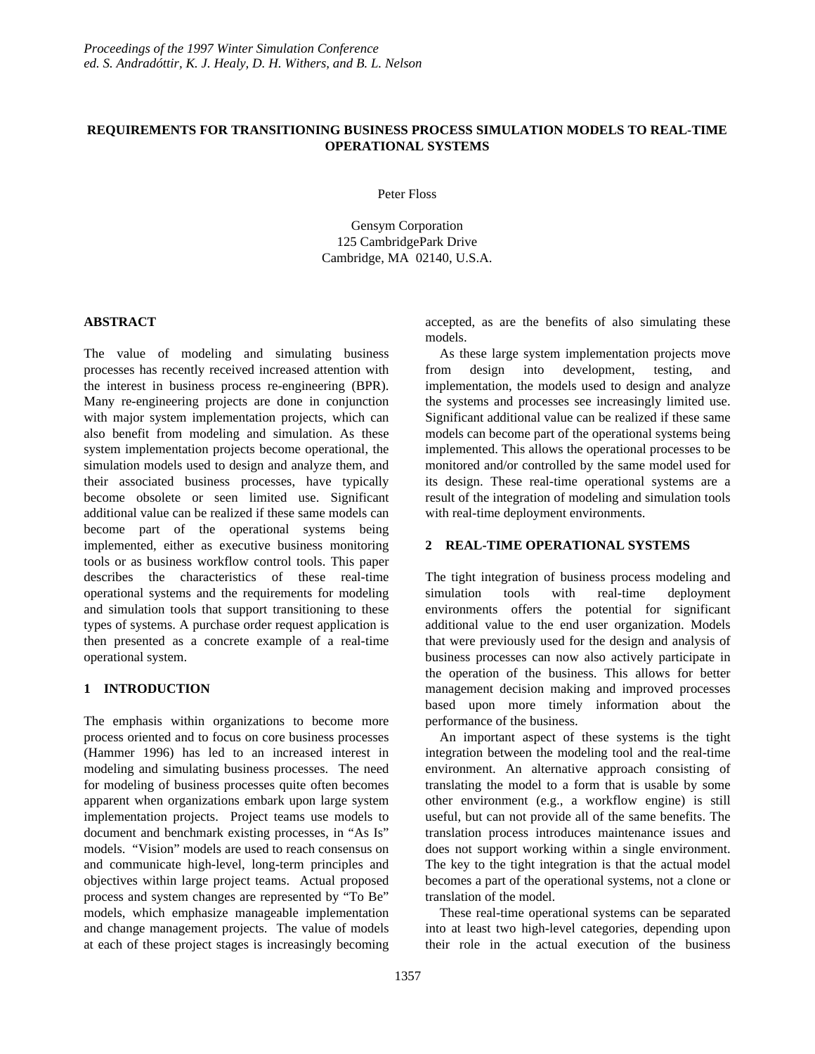*Proceedings of the 1997 Winter Simulation Conference*
*ed. S. Andradóttir, K. J. Healy, D. H. Withers, and B. L. Nelson*

# REQUIREMENTS FOR TRANSITIONING BUSINESS PROCESS SIMULATION MODELS TO REAL-TIME OPERATIONAL SYSTEMS

Peter Floss

Gensym Corporation
125 CambridgePark Drive
Cambridge, MA 02140, U.S.A.

## ABSTRACT

The value of modeling and simulating business processes has recently received increased attention with the interest in business process re-engineering (BPR). Many re-engineering projects are done in conjunction with major system implementation projects, which can also benefit from modeling and simulation. As these system implementation projects become operational, the simulation models used to design and analyze them, and their associated business processes, have typically become obsolete or seen limited use. Significant additional value can be realized if these same models can become part of the operational systems being implemented, either as executive business monitoring tools or as business workflow control tools. This paper describes the characteristics of these real-time operational systems and the requirements for modeling and simulation tools that support transitioning to these types of systems. A purchase order request application is then presented as a concrete example of a real-time operational system.

## 1 INTRODUCTION

The emphasis within organizations to become more process oriented and to focus on core business processes (Hammer 1996) has led to an increased interest in modeling and simulating business processes. The need for modeling of business processes quite often becomes apparent when organizations embark upon large system implementation projects. Project teams use models to document and benchmark existing processes, in "As Is" models. "Vision" models are used to reach consensus on and communicate high-level, long-term principles and objectives within large project teams. Actual proposed process and system changes are represented by "To Be" models, which emphasize manageable implementation and change management projects. The value of models at each of these project stages is increasingly becoming accepted, as are the benefits of also simulating these models.

As these large system implementation projects move from design into development, testing, and implementation, the models used to design and analyze the systems and processes see increasingly limited use. Significant additional value can be realized if these same models can become part of the operational systems being implemented. This allows the operational processes to be monitored and/or controlled by the same model used for its design. These real-time operational systems are a result of the integration of modeling and simulation tools with real-time deployment environments.

## 2 REAL-TIME OPERATIONAL SYSTEMS

The tight integration of business process modeling and simulation tools with real-time deployment environments offers the potential for significant additional value to the end user organization. Models that were previously used for the design and analysis of business processes can now also actively participate in the operation of the business. This allows for better management decision making and improved processes based upon more timely information about the performance of the business.

An important aspect of these systems is the tight integration between the modeling tool and the real-time environment. An alternative approach consisting of translating the model to a form that is usable by some other environment (e.g., a workflow engine) is still useful, but can not provide all of the same benefits. The translation process introduces maintenance issues and does not support working within a single environment. The key to the tight integration is that the actual model becomes a part of the operational systems, not a clone or translation of the model.

These real-time operational systems can be separated into at least two high-level categories, depending upon their role in the actual execution of the business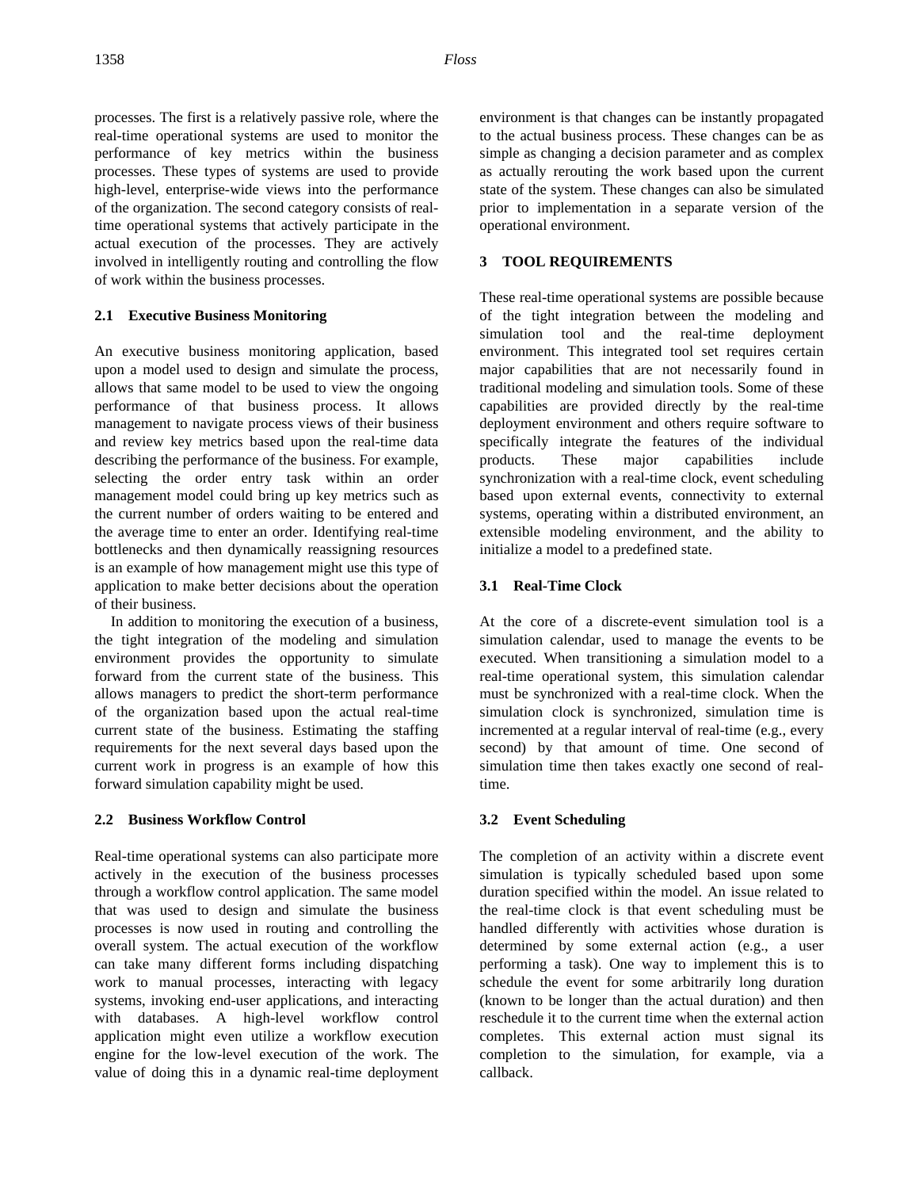processes. The first is a relatively passive role, where the real-time operational systems are used to monitor the performance of key metrics within the business processes. These types of systems are used to provide high-level, enterprise-wide views into the performance of the organization. The second category consists of real-time operational systems that actively participate in the actual execution of the processes. They are actively involved in intelligently routing and controlling the flow of work within the business processes.

### 2.1 Executive Business Monitoring

An executive business monitoring application, based upon a model used to design and simulate the process, allows that same model to be used to view the ongoing performance of that business process. It allows management to navigate process views of their business and review key metrics based upon the real-time data describing the performance of the business. For example, selecting the order entry task within an order management model could bring up key metrics such as the current number of orders waiting to be entered and the average time to enter an order. Identifying real-time bottlenecks and then dynamically reassigning resources is an example of how management might use this type of application to make better decisions about the operation of their business.

In addition to monitoring the execution of a business, the tight integration of the modeling and simulation environment provides the opportunity to simulate forward from the current state of the business. This allows managers to predict the short-term performance of the organization based upon the actual real-time current state of the business. Estimating the staffing requirements for the next several days based upon the current work in progress is an example of how this forward simulation capability might be used.

### 2.2 Business Workflow Control

Real-time operational systems can also participate more actively in the execution of the business processes through a workflow control application. The same model that was used to design and simulate the business processes is now used in routing and controlling the overall system. The actual execution of the workflow can take many different forms including dispatching work to manual processes, interacting with legacy systems, invoking end-user applications, and interacting with databases. A high-level workflow control application might even utilize a workflow execution engine for the low-level execution of the work. The value of doing this in a dynamic real-time deployment environment is that changes can be instantly propagated to the actual business process. These changes can be as simple as changing a decision parameter and as complex as actually rerouting the work based upon the current state of the system. These changes can also be simulated prior to implementation in a separate version of the operational environment.

## 3 TOOL REQUIREMENTS

These real-time operational systems are possible because of the tight integration between the modeling and simulation tool and the real-time deployment environment. This integrated tool set requires certain major capabilities that are not necessarily found in traditional modeling and simulation tools. Some of these capabilities are provided directly by the real-time deployment environment and others require software to specifically integrate the features of the individual products. These major capabilities include synchronization with a real-time clock, event scheduling based upon external events, connectivity to external systems, operating within a distributed environment, an extensible modeling environment, and the ability to initialize a model to a predefined state.

### 3.1 Real-Time Clock

At the core of a discrete-event simulation tool is a simulation calendar, used to manage the events to be executed. When transitioning a simulation model to a real-time operational system, this simulation calendar must be synchronized with a real-time clock. When the simulation clock is synchronized, simulation time is incremented at a regular interval of real-time (e.g., every second) by that amount of time. One second of simulation time then takes exactly one second of real-time.

### 3.2 Event Scheduling

The completion of an activity within a discrete event simulation is typically scheduled based upon some duration specified within the model. An issue related to the real-time clock is that event scheduling must be handled differently with activities whose duration is determined by some external action (e.g., a user performing a task). One way to implement this is to schedule the event for some arbitrarily long duration (known to be longer than the actual duration) and then reschedule it to the current time when the external action completes. This external action must signal its completion to the simulation, for example, via a callback.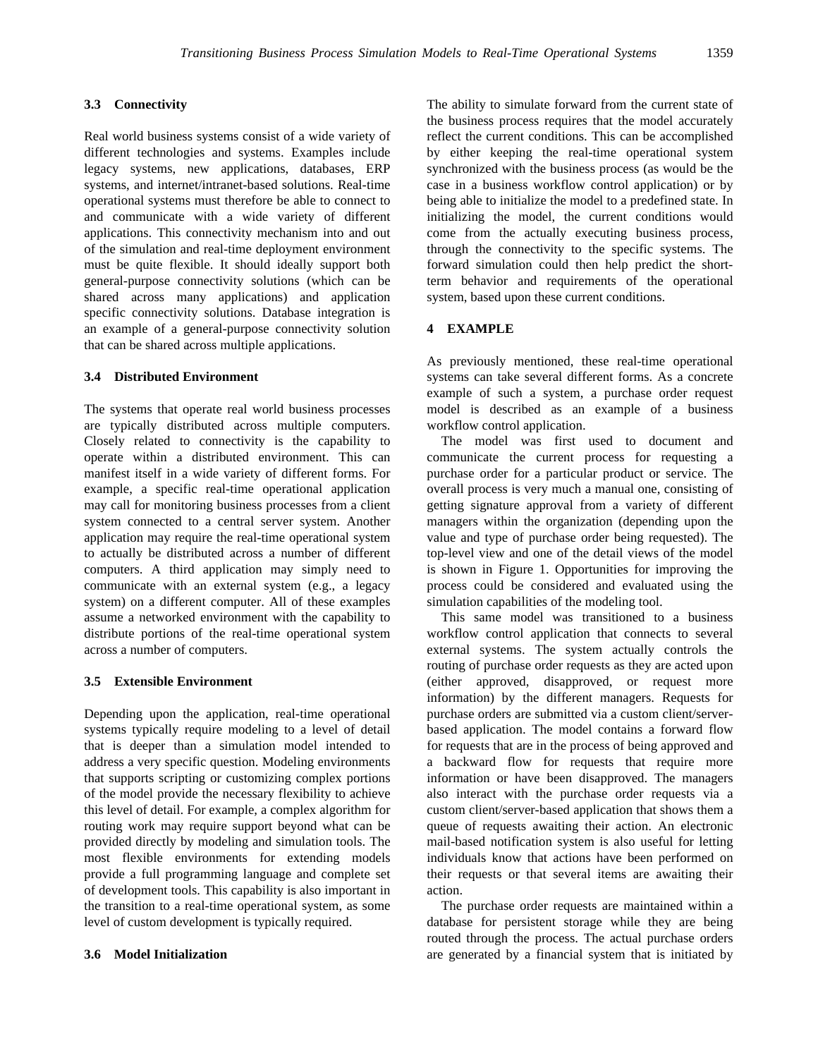### 3.3 Connectivity

Real world business systems consist of a wide variety of different technologies and systems. Examples include legacy systems, new applications, databases, ERP systems, and internet/intranet-based solutions. Real-time operational systems must therefore be able to connect to and communicate with a wide variety of different applications. This connectivity mechanism into and out of the simulation and real-time deployment environment must be quite flexible. It should ideally support both general-purpose connectivity solutions (which can be shared across many applications) and application specific connectivity solutions. Database integration is an example of a general-purpose connectivity solution that can be shared across multiple applications.

### 3.4 Distributed Environment

The systems that operate real world business processes are typically distributed across multiple computers. Closely related to connectivity is the capability to operate within a distributed environment. This can manifest itself in a wide variety of different forms. For example, a specific real-time operational application may call for monitoring business processes from a client system connected to a central server system. Another application may require the real-time operational system to actually be distributed across a number of different computers. A third application may simply need to communicate with an external system (e.g., a legacy system) on a different computer. All of these examples assume a networked environment with the capability to distribute portions of the real-time operational system across a number of computers.

### 3.5 Extensible Environment

Depending upon the application, real-time operational systems typically require modeling to a level of detail that is deeper than a simulation model intended to address a very specific question. Modeling environments that supports scripting or customizing complex portions of the model provide the necessary flexibility to achieve this level of detail. For example, a complex algorithm for routing work may require support beyond what can be provided directly by modeling and simulation tools. The most flexible environments for extending models provide a full programming language and complete set of development tools. This capability is also important in the transition to a real-time operational system, as some level of custom development is typically required.

### 3.6 Model Initialization

The ability to simulate forward from the current state of the business process requires that the model accurately reflect the current conditions. This can be accomplished by either keeping the real-time operational system synchronized with the business process (as would be the case in a business workflow control application) or by being able to initialize the model to a predefined state. In initializing the model, the current conditions would come from the actually executing business process, through the connectivity to the specific systems. The forward simulation could then help predict the short-term behavior and requirements of the operational system, based upon these current conditions.

## 4 EXAMPLE

As previously mentioned, these real-time operational systems can take several different forms. As a concrete example of such a system, a purchase order request model is described as an example of a business workflow control application.

The model was first used to document and communicate the current process for requesting a purchase order for a particular product or service. The overall process is very much a manual one, consisting of getting signature approval from a variety of different managers within the organization (depending upon the value and type of purchase order being requested). The top-level view and one of the detail views of the model is shown in Figure 1. Opportunities for improving the process could be considered and evaluated using the simulation capabilities of the modeling tool.

This same model was transitioned to a business workflow control application that connects to several external systems. The system actually controls the routing of purchase order requests as they are acted upon (either approved, disapproved, or request more information) by the different managers. Requests for purchase orders are submitted via a custom client/server-based application. The model contains a forward flow for requests that are in the process of being approved and a backward flow for requests that require more information or have been disapproved. The managers also interact with the purchase order requests via a custom client/server-based application that shows them a queue of requests awaiting their action. An electronic mail-based notification system is also useful for letting individuals know that actions have been performed on their requests or that several items are awaiting their action.

The purchase order requests are maintained within a database for persistent storage while they are being routed through the process. The actual purchase orders are generated by a financial system that is initiated by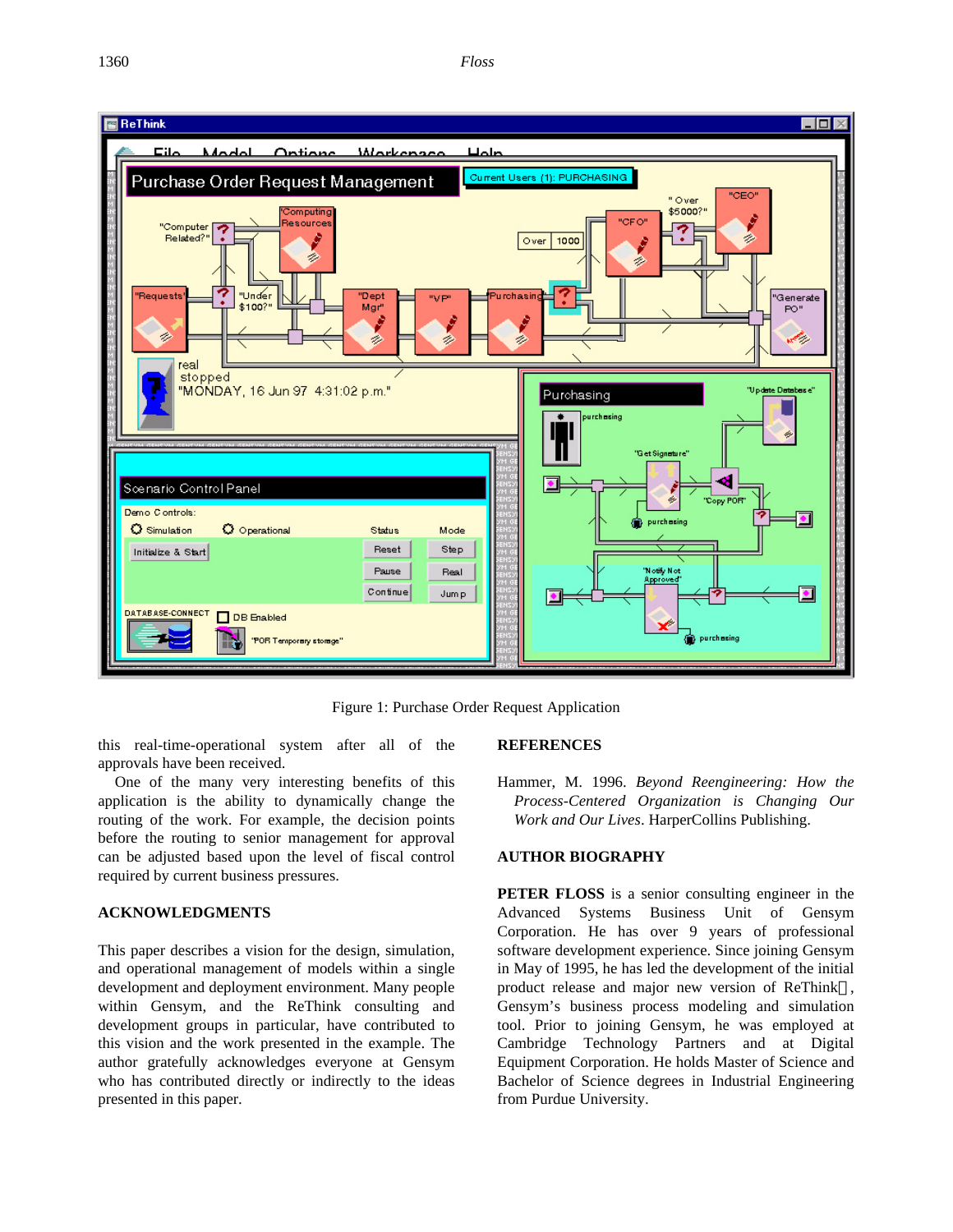Figure 1: Purchase Order Request Application

this real-time-operational system after all of the approvals have been received.

One of the many very interesting benefits of this application is the ability to dynamically change the routing of the work. For example, the decision points before the routing to senior management for approval can be adjusted based upon the level of fiscal control required by current business pressures.

## ACKNOWLEDGMENTS

This paper describes a vision for the design, simulation, and operational management of models within a single development and deployment environment. Many people within Gensym, and the ReThink consulting and development groups in particular, have contributed to this vision and the work presented in the example. The author gratefully acknowledges everyone at Gensym who has contributed directly or indirectly to the ideas presented in this paper.

## REFERENCES

Hammer, M. 1996. *Beyond Reengineering: How the Process-Centered Organization is Changing Our Work and Our Lives*. HarperCollins Publishing.

## AUTHOR BIOGRAPHY

**PETER FLOSS** is a senior consulting engineer in the Advanced Systems Business Unit of Gensym Corporation. He has over 9 years of professional software development experience. Since joining Gensym in May of 1995, he has led the development of the initial product release and major new version of ReThink, Gensym's business process modeling and simulation tool. Prior to joining Gensym, he was employed at Cambridge Technology Partners and at Digital Equipment Corporation. He holds Master of Science and Bachelor of Science degrees in Industrial Engineering from Purdue University.